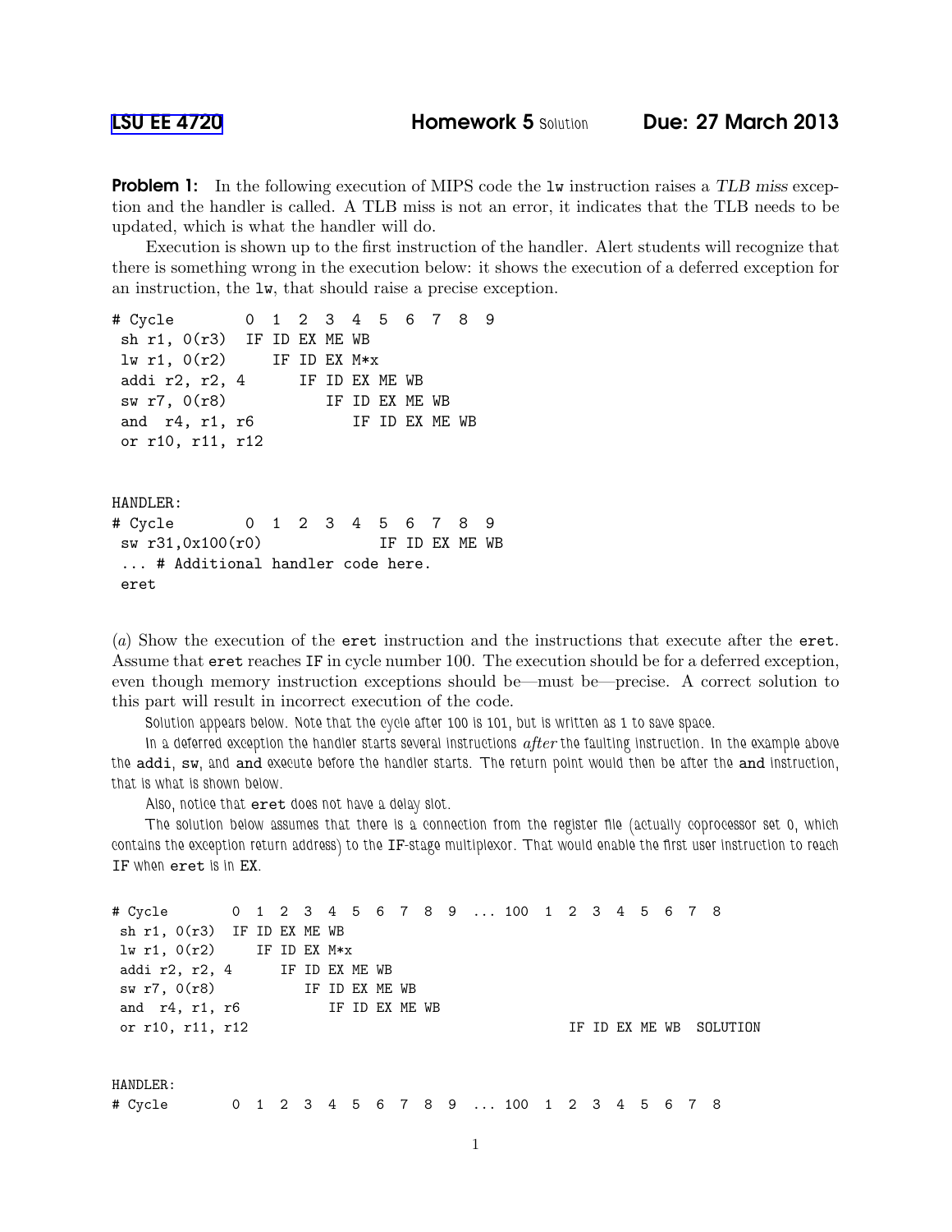[LSU EE 4720] **Homework 5** Solution **Due: 27 March 2013**

**Problem 1:** In the following execution of MIPS code the `lw` instruction raises a *TLB miss* exception and the handler is called. A TLB miss is not an error, it indicates that the TLB needs to be updated, which is what the handler will do.

Execution is shown up to the first instruction of the handler. Alert students will recognize that there is something wrong in the execution below: it shows the execution of a deferred exception for an instruction, the `lw`, that should raise a precise exception.

```
# Cycle         0  1  2  3  4  5  6  7  8  9
 sh r1, 0(r3)  IF ID EX ME WB
 lw r1, 0(r2)     IF ID EX M*x
 addi r2, r2, 4      IF ID EX ME WB
 sw r7, 0(r8)           IF ID EX ME WB
 and  r4, r1, r6           IF ID EX ME WB
 or r10, r11, r12


HANDLER:
# Cycle         0  1  2  3  4  5  6  7  8  9
 sw r31,0x100(r0)              IF ID EX ME WB
 ... # Additional handler code here.
 eret
```

(*a*) Show the execution of the `eret` instruction and the instructions that execute after the `eret`. Assume that `eret` reaches `IF` in cycle number 100. The execution should be for a deferred exception, even though memory instruction exceptions should be—must be—precise. A correct solution to this part will result in incorrect execution of the code.

*Solution appears below. Note that the cycle after 100 is 101, but is written as 1 to save space.*

*In a deferred exception the handler starts several instructions* after *the faulting instruction. In the example above the `addi`, `sw`, and `and` execute before the handler starts. The return point would then be after the `and` instruction, that is what is shown below.*

*Also, notice that `eret` does not have a delay slot.*

*The solution below assumes that there is a connection from the register file (actually coprocessor set 0, which contains the exception return address) to the `IF`-stage multiplexor. That would enable the first user instruction to reach `IF` when `eret` is in `EX`.*

```
# Cycle         0  1  2  3  4  5  6  7  8  9  ... 100  1  2  3  4  5  6  7  8
 sh r1, 0(r3)  IF ID EX ME WB
 lw r1, 0(r2)     IF ID EX M*x
 addi r2, r2, 4      IF ID EX ME WB
 sw r7, 0(r8)           IF ID EX ME WB
 and  r4, r1, r6           IF ID EX ME WB
 or r10, r11, r12                                       IF ID EX ME WB  SOLUTION


HANDLER:
# Cycle         0  1  2  3  4  5  6  7  8  9  ... 100  1  2  3  4  5  6  7  8
```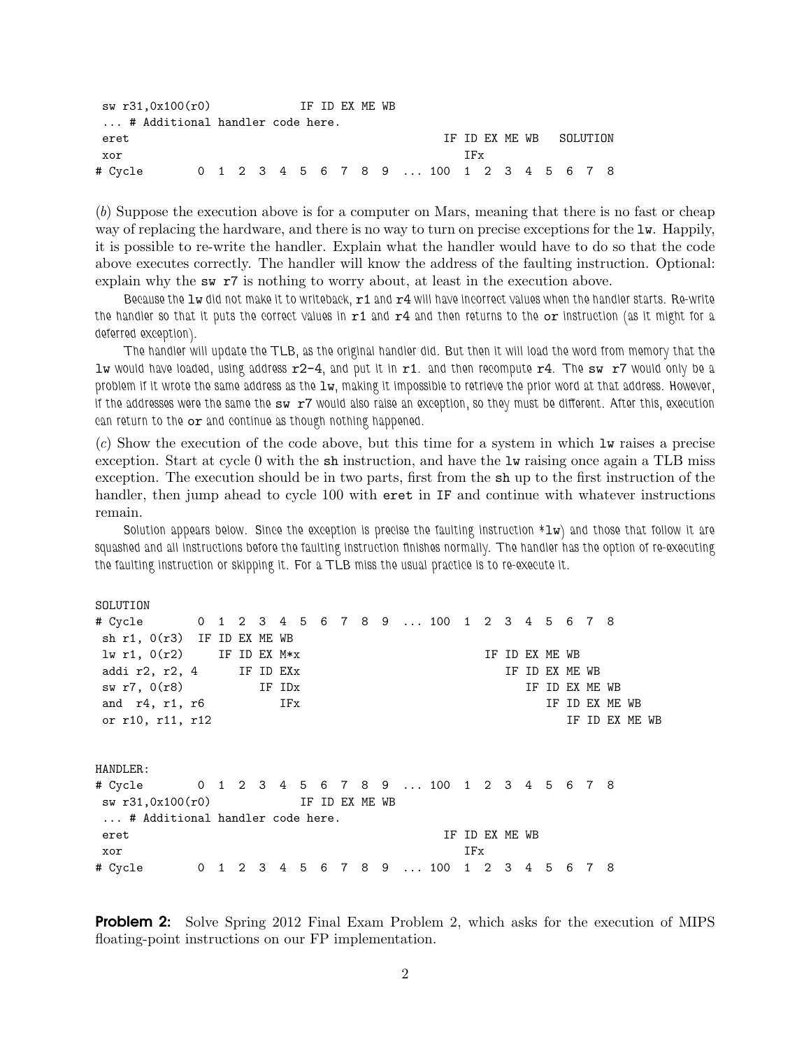```
 sw r31,0x100(r0)            IF ID EX ME WB
 ... # Additional handler code here.
 eret                                                    IF ID EX ME WB   SOLUTION
 xor                                                        IFx
# Cycle        0  1  2  3  4  5  6  7  8  9  ... 100  1  2  3  4  5  6  7  8
```

(*b*) Suppose the execution above is for a computer on Mars, meaning that there is no fast or cheap way of replacing the hardware, and there is no way to turn on precise exceptions for the `lw`. Happily, it is possible to re-write the handler. Explain what the handler would have to do so that the code above executes correctly. The handler will know the address of the faulting instruction. Optional: explain why the `sw r7` is nothing to worry about, at least in the execution above.

Because the `lw` did not make it to writeback, `r1` and `r4` will have incorrect values when the handler starts. Re-write the handler so that it puts the correct values in `r1` and `r4` and then returns to the `or` instruction (as it might for a deferred exception).

The handler will update the TLB, as the original handler did. But then it will load the word from memory that the `lw` would have loaded, using address `r2-4`, and put it in `r1`. and then recompute `r4`. The `sw r7` would only be a problem if it wrote the same address as the `lw`, making it impossible to retrieve the prior word at that address. However, if the addresses were the same the `sw r7` would also raise an exception, so they must be different. After this, execution can return to the `or` and continue as though nothing happened.

(*c*) Show the execution of the code above, but this time for a system in which `lw` raises a precise exception. Start at cycle 0 with the `sh` instruction, and have the `lw` raising once again a TLB miss exception. The execution should be in two parts, first from the `sh` up to the first instruction of the handler, then jump ahead to cycle 100 with `eret` in `IF` and continue with whatever instructions remain.

Solution appears below. Since the exception is precise the faulting instruction *`lw`) and those that follow it are squashed and all instructions before the faulting instruction finishes normally. The handler has the option of re-executing the faulting instruction or skipping it. For a TLB miss the usual practice is to re-execute it.

```
SOLUTION
# Cycle        0  1  2  3  4  5  6  7  8  9  ... 100  1  2  3  4  5  6  7  8
 sh r1, 0(r3)  IF ID EX ME WB
 lw r1, 0(r2)     IF ID EX M*x                            IF ID EX ME WB
 addi r2, r2, 4      IF ID EXx                               IF ID EX ME WB
 sw r7, 0(r8)           IF IDx                                  IF ID EX ME WB
 and  r4, r1, r6           IFx                                     IF ID EX ME WB
 or r10, r11, r12                                                     IF ID EX ME WB


HANDLER:
# Cycle        0  1  2  3  4  5  6  7  8  9  ... 100  1  2  3  4  5  6  7  8
 sw r31,0x100(r0)            IF ID EX ME WB
 ... # Additional handler code here.
 eret                                                    IF ID EX ME WB
 xor                                                        IFx
# Cycle        0  1  2  3  4  5  6  7  8  9  ... 100  1  2  3  4  5  6  7  8
```

**Problem 2:** Solve Spring 2012 Final Exam Problem 2, which asks for the execution of MIPS floating-point instructions on our FP implementation.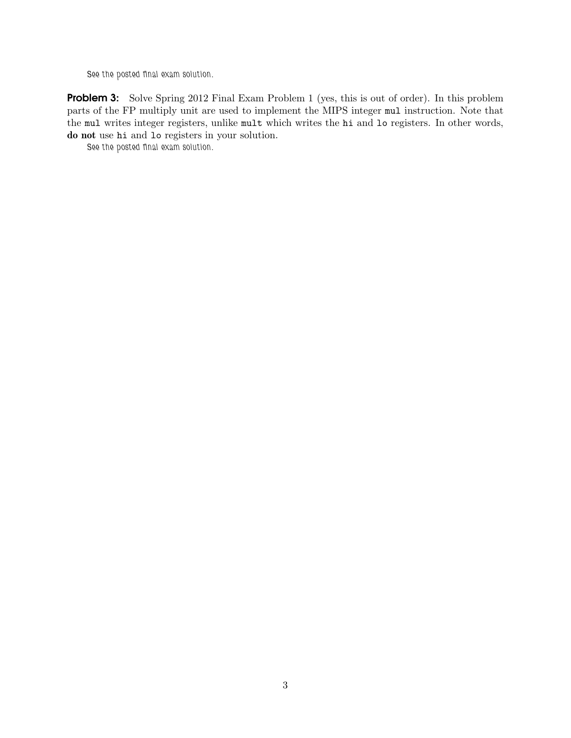*See the posted final exam solution.*

**Problem 3:** Solve Spring 2012 Final Exam Problem 1 (yes, this is out of order). In this problem parts of the FP multiply unit are used to implement the MIPS integer `mul` instruction. Note that the `mul` writes integer registers, unlike `mult` which writes the `hi` and `lo` registers. In other words, **do not** use `hi` and `lo` registers in your solution.

*See the posted final exam solution.*